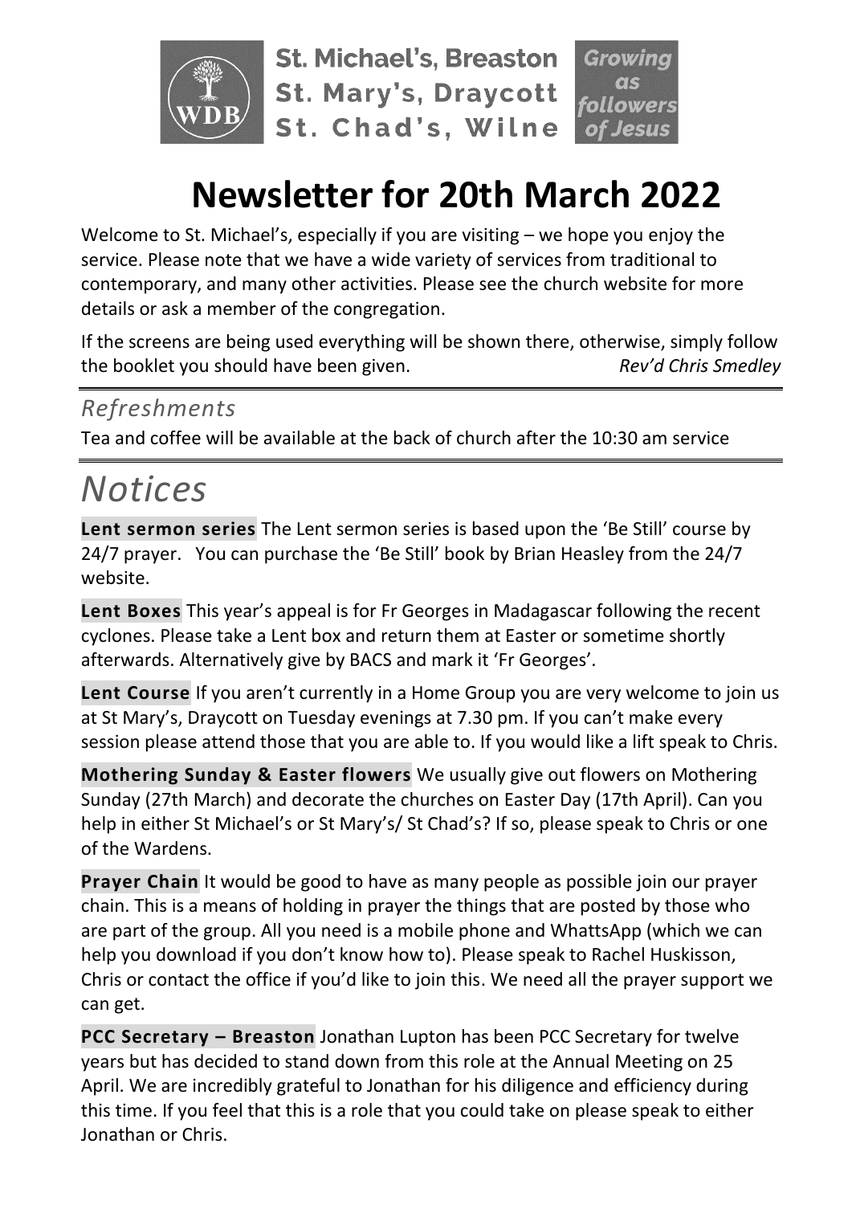St. Michael's, Breaston
St. Mary's, Draycott
St. Chad's, Wilne

Growing as followers of Jesus

# Newsletter for 20th March 2022

Welcome to St. Michael's, especially if you are visiting – we hope you enjoy the service. Please note that we have a wide variety of services from traditional to contemporary, and many other activities. Please see the church website for more details or ask a member of the congregation.

If the screens are being used everything will be shown there, otherwise, simply follow the booklet you should have been given. *Rev'd Chris Smedley*

## *Refreshments*

Tea and coffee will be available at the back of church after the 10:30 am service

# *Notices*

**Lent sermon series** The Lent sermon series is based upon the 'Be Still' course by 24/7 prayer. You can purchase the 'Be Still' book by Brian Heasley from the 24/7 website.

**Lent Boxes** This year's appeal is for Fr Georges in Madagascar following the recent cyclones. Please take a Lent box and return them at Easter or sometime shortly afterwards. Alternatively give by BACS and mark it 'Fr Georges'.

**Lent Course** If you aren't currently in a Home Group you are very welcome to join us at St Mary's, Draycott on Tuesday evenings at 7.30 pm. If you can't make every session please attend those that you are able to. If you would like a lift speak to Chris.

**Mothering Sunday & Easter flowers** We usually give out flowers on Mothering Sunday (27th March) and decorate the churches on Easter Day (17th April). Can you help in either St Michael's or St Mary's/ St Chad's? If so, please speak to Chris or one of the Wardens.

**Prayer Chain** It would be good to have as many people as possible join our prayer chain. This is a means of holding in prayer the things that are posted by those who are part of the group. All you need is a mobile phone and WhattsApp (which we can help you download if you don't know how to). Please speak to Rachel Huskisson, Chris or contact the office if you'd like to join this. We need all the prayer support we can get.

**PCC Secretary – Breaston** Jonathan Lupton has been PCC Secretary for twelve years but has decided to stand down from this role at the Annual Meeting on 25 April. We are incredibly grateful to Jonathan for his diligence and efficiency during this time. If you feel that this is a role that you could take on please speak to either Jonathan or Chris.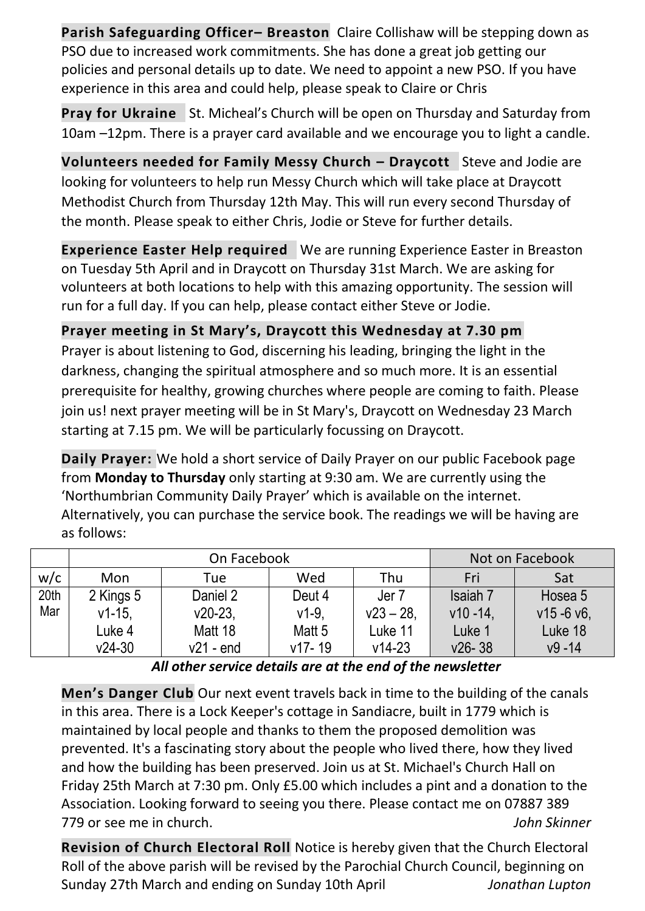**Parish Safeguarding Officer– Breaston** Claire Collishaw will be stepping down as PSO due to increased work commitments. She has done a great job getting our policies and personal details up to date. We need to appoint a new PSO. If you have experience in this area and could help, please speak to Claire or Chris

**Pray for Ukraine** St. Micheal's Church will be open on Thursday and Saturday from 10am –12pm. There is a prayer card available and we encourage you to light a candle.

**Volunteers needed for Family Messy Church – Draycott** Steve and Jodie are looking for volunteers to help run Messy Church which will take place at Draycott Methodist Church from Thursday 12th May. This will run every second Thursday of the month. Please speak to either Chris, Jodie or Steve for further details.

**Experience Easter Help required** We are running Experience Easter in Breaston on Tuesday 5th April and in Draycott on Thursday 31st March. We are asking for volunteers at both locations to help with this amazing opportunity. The session will run for a full day. If you can help, please contact either Steve or Jodie.

**Prayer meeting in St Mary's, Draycott this Wednesday at 7.30 pm**

Prayer is about listening to God, discerning his leading, bringing the light in the darkness, changing the spiritual atmosphere and so much more. It is an essential prerequisite for healthy, growing churches where people are coming to faith. Please join us! next prayer meeting will be in St Mary's, Draycott on Wednesday 23 March starting at 7.15 pm. We will be particularly focussing on Draycott.

**Daily Prayer:** We hold a short service of Daily Prayer on our public Facebook page from **Monday to Thursday** only starting at 9:30 am. We are currently using the 'Northumbrian Community Daily Prayer' which is available on the internet. Alternatively, you can purchase the service book. The readings we will be having are as follows:

| | On Facebook | | | | Not on Facebook | |
|---|---|---|---|---|---|---|
| w/c | Mon | Tue | Wed | Thu | Fri | Sat |
| 20th Mar | 2 Kings 5 v1-15, Luke 4 v24-30 | Daniel 2 v20-23, Matt 18 v21 - end | Deut 4 v1-9, Matt 5 v17- 19 | Jer 7 v23 – 28, Luke 11 v14-23 | Isaiah 7 v10 -14, Luke 1 v26- 38 | Hosea 5 v15 -6 v6, Luke 18 v9 -14 |

***All other service details are at the end of the newsletter***

**Men's Danger Club** Our next event travels back in time to the building of the canals in this area. There is a Lock Keeper's cottage in Sandiacre, built in 1779 which is maintained by local people and thanks to them the proposed demolition was prevented. It's a fascinating story about the people who lived there, how they lived and how the building has been preserved. Join us at St. Michael's Church Hall on Friday 25th March at 7:30 pm. Only £5.00 which includes a pint and a donation to the Association. Looking forward to seeing you there. Please contact me on 07887 389 779 or see me in church. *John Skinner*

**Revision of Church Electoral Roll** Notice is hereby given that the Church Electoral Roll of the above parish will be revised by the Parochial Church Council, beginning on Sunday 27th March and ending on Sunday 10th April *Jonathan Lupton*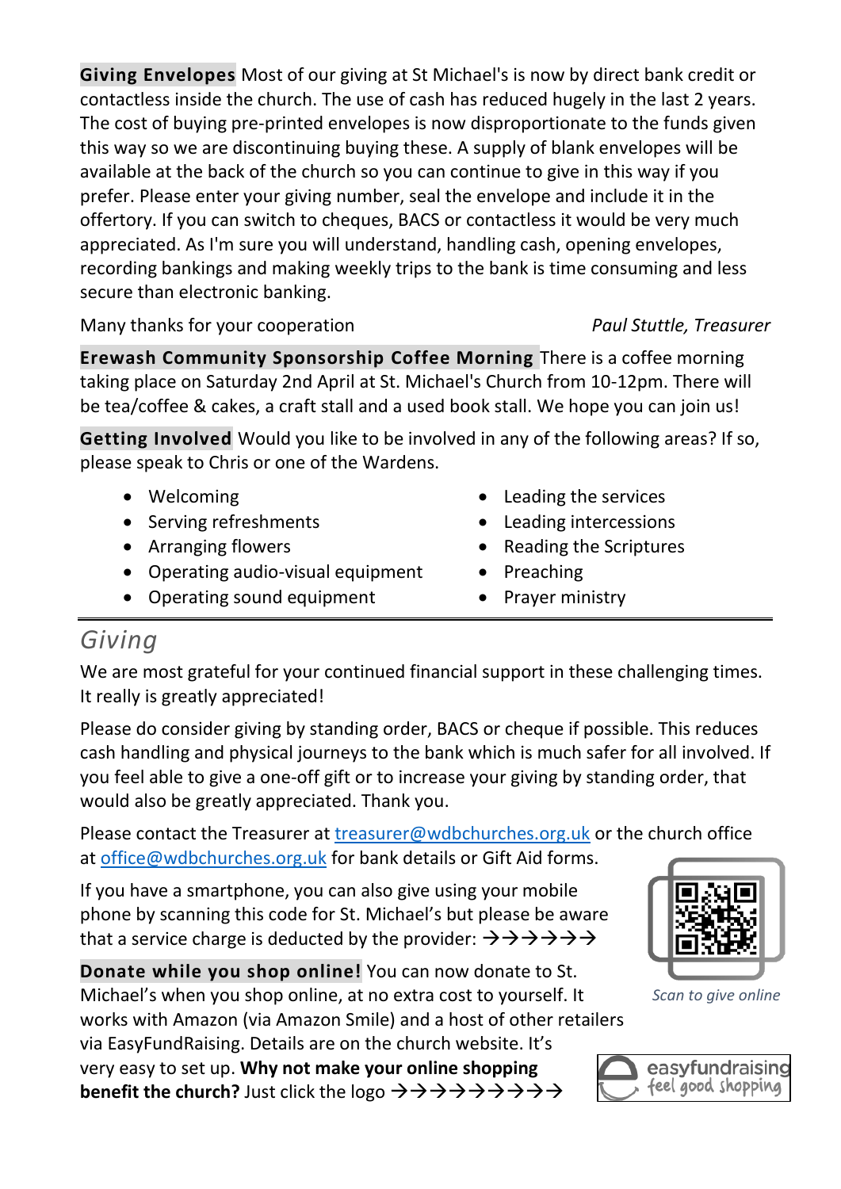**Giving Envelopes** Most of our giving at St Michael's is now by direct bank credit or contactless inside the church. The use of cash has reduced hugely in the last 2 years. The cost of buying pre-printed envelopes is now disproportionate to the funds given this way so we are discontinuing buying these. A supply of blank envelopes will be available at the back of the church so you can continue to give in this way if you prefer. Please enter your giving number, seal the envelope and include it in the offertory. If you can switch to cheques, BACS or contactless it would be very much appreciated. As I'm sure you will understand, handling cash, opening envelopes, recording bankings and making weekly trips to the bank is time consuming and less secure than electronic banking.

Many thanks for your cooperation *Paul Stuttle, Treasurer*

**Erewash Community Sponsorship Coffee Morning** There is a coffee morning taking place on Saturday 2nd April at St. Michael's Church from 10-12pm. There will be tea/coffee & cakes, a craft stall and a used book stall. We hope you can join us!

**Getting Involved** Would you like to be involved in any of the following areas? If so, please speak to Chris or one of the Wardens.

- Welcoming
- Serving refreshments
- Arranging flowers
- Operating audio-visual equipment
- Operating sound equipment
- Leading the services
- Leading intercessions
- Reading the Scriptures
- Preaching
- Prayer ministry

## *Giving*

We are most grateful for your continued financial support in these challenging times. It really is greatly appreciated!

Please do consider giving by standing order, BACS or cheque if possible. This reduces cash handling and physical journeys to the bank which is much safer for all involved. If you feel able to give a one-off gift or to increase your giving by standing order, that would also be greatly appreciated. Thank you.

Please contact the Treasurer at treasurer@wdbchurches.org.uk or the church office at office@wdbchurches.org.uk for bank details or Gift Aid forms.

If you have a smartphone, you can also give using your mobile phone by scanning this code for St. Michael's but please be aware that a service charge is deducted by the provider: →→→→→→

*Scan to give online*

**Donate while you shop online!** You can now donate to St. Michael's when you shop online, at no extra cost to yourself. It works with Amazon (via Amazon Smile) and a host of other retailers via EasyFundRaising. Details are on the church website. It's very easy to set up. **Why not make your online shopping benefit the church?** Just click the logo →→→→→→→→→

easyfundraising feel good shopping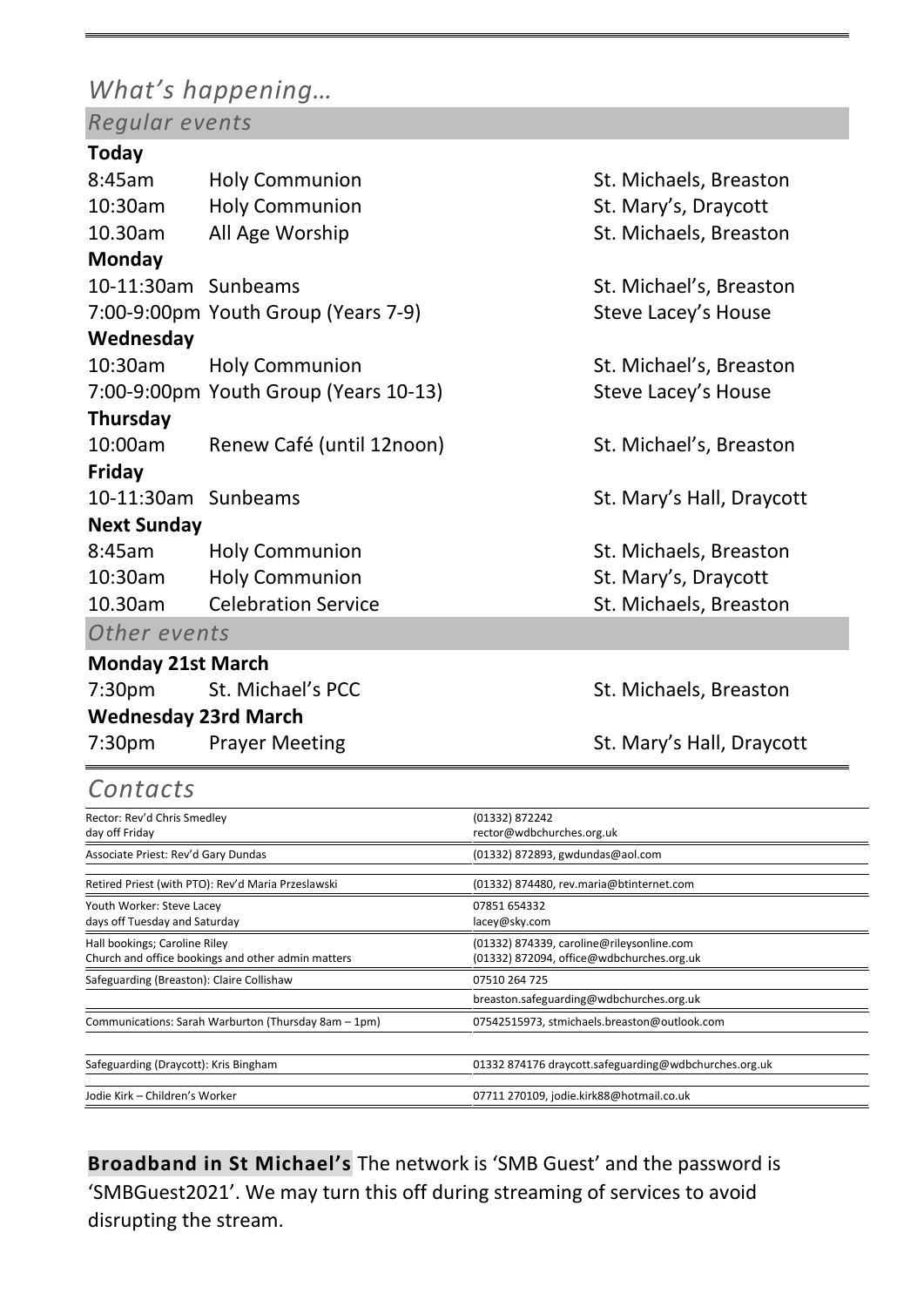# *What's happening…*

## *Regular events*

| | | |
|---|---|---|
| **Today** | | |
| 8:45am | Holy Communion | St. Michaels, Breaston |
| 10:30am | Holy Communion | St. Mary's, Draycott |
| 10.30am | All Age Worship | St. Michaels, Breaston |
| **Monday** | | |
| 10-11:30am | Sunbeams | St. Michael's, Breaston |
| 7:00-9:00pm | Youth Group (Years 7-9) | Steve Lacey's House |
| **Wednesday** | | |
| 10:30am | Holy Communion | St. Michael's, Breaston |
| 7:00-9:00pm | Youth Group (Years 10-13) | Steve Lacey's House |
| **Thursday** | | |
| 10:00am | Renew Café (until 12noon) | St. Michael's, Breaston |
| **Friday** | | |
| 10-11:30am | Sunbeams | St. Mary's Hall, Draycott |
| **Next Sunday** | | |
| 8:45am | Holy Communion | St. Michaels, Breaston |
| 10:30am | Holy Communion | St. Mary's, Draycott |
| 10.30am | Celebration Service | St. Michaels, Breaston |

## *Other events*

| | | |
|---|---|---|
| **Monday 21st March** | | |
| 7:30pm | St. Michael's PCC | St. Michaels, Breaston |
| **Wednesday 23rd March** | | |
| 7:30pm | Prayer Meeting | St. Mary's Hall, Draycott |

# *Contacts*

| | |
|---|---|
| Rector: Rev'd Chris Smedley<br>day off Friday | (01332) 872242<br>rector@wdbchurches.org.uk |
| Associate Priest: Rev'd Gary Dundas | (01332) 872893, gwdundas@aol.com |
| Retired Priest (with PTO): Rev'd Maria Przeslawski | (01332) 874480, rev.maria@btinternet.com |
| Youth Worker: Steve Lacey<br>days off Tuesday and Saturday | 07851 654332<br>lacey@sky.com |
| Hall bookings; Caroline Riley<br>Church and office bookings and other admin matters | (01332) 874339, caroline@rileysonline.com<br>(01332) 872094, office@wdbchurches.org.uk |
| Safeguarding (Breaston): Claire Collishaw | 07510 264 725 |
| | breaston.safeguarding@wdbchurches.org.uk |
| Communications: Sarah Warburton (Thursday 8am – 1pm) | 07542515973, stmichaels.breaston@outlook.com |
| Safeguarding (Draycott): Kris Bingham | 01332 874176 draycott.safeguarding@wdbchurches.org.uk |
| Jodie Kirk – Children's Worker | 07711 270109, jodie.kirk88@hotmail.co.uk |

**Broadband in St Michael's** The network is 'SMB Guest' and the password is 'SMBGuest2021'. We may turn this off during streaming of services to avoid disrupting the stream.